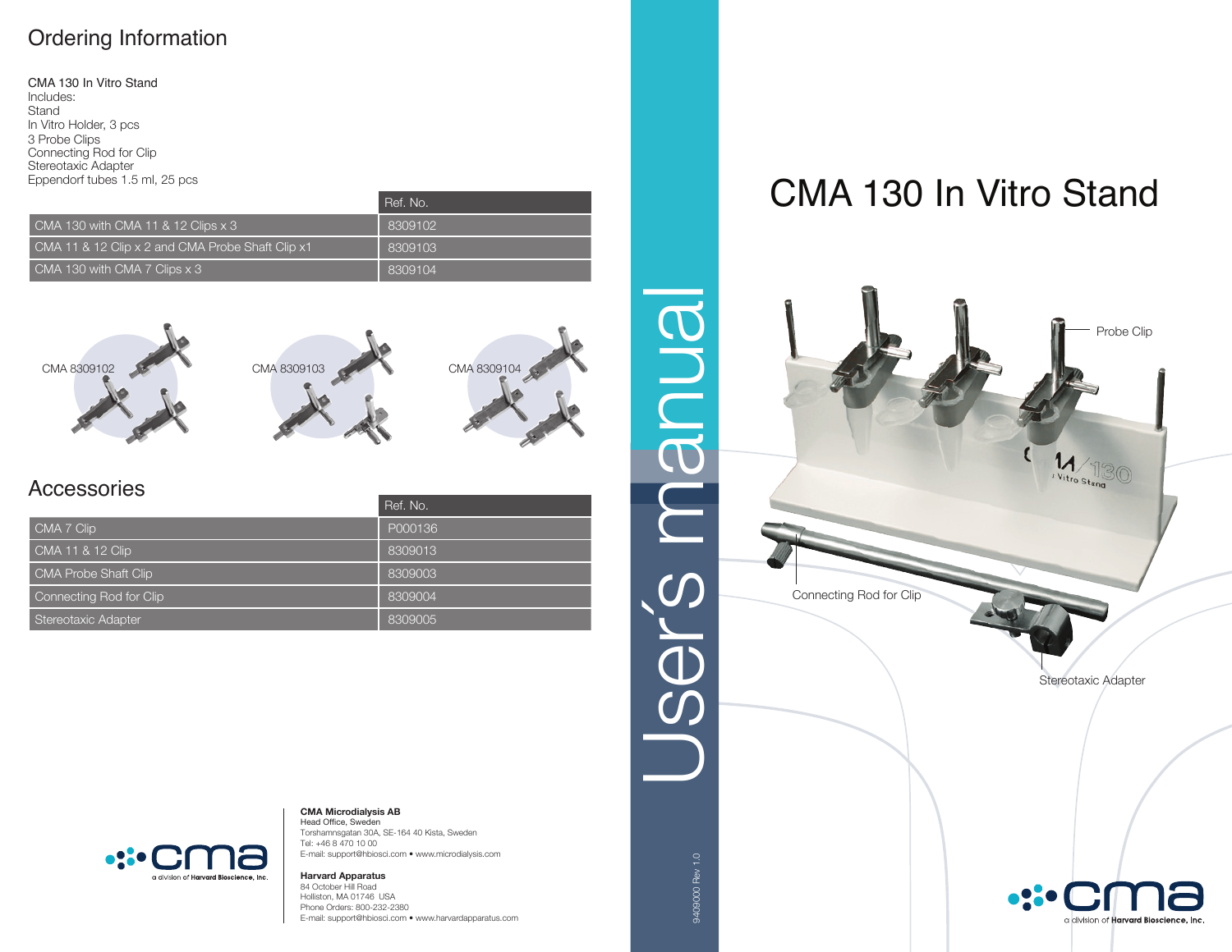## Ordering Information

CMA 130 In Vitro Stand
Includes:
Stand
In Vitro Holder, 3 pcs
3 Probe Clips
Connecting Rod for Clip
Stereotaxic Adapter
Eppendorf tubes 1.5 ml, 25 pcs

| | Ref. No. |
|---|---|
| CMA 130 with CMA 11 & 12 Clips x 3 | 8309102 |
| CMA 11 & 12 Clip x 2 and CMA Probe Shaft Clip x1 | 8309103 |
| CMA 130 with CMA 7 Clips x 3 | 8309104 |

CMA 8309102

CMA 8309103

CMA 8309104

## Accessories

| | Ref. No. |
|---|---|
| CMA 7 Clip | P000136 |
| CMA 11 & 12 Clip | 8309013 |
| CMA Probe Shaft Clip | 8309003 |
| Connecting Rod for Clip | 8309004 |
| Stereotaxic Adapter | 8309005 |

cma a division of Harvard Bioscience, Inc.

**CMA Microdialysis AB**
Head Office, Sweden
Torshamnsgatan 30A, SE-164 40 Kista, Sweden
Tel: +46 8 470 10 00
E-mail: support@hbiosci.com • www.microdialysis.com

**Harvard Apparatus**
84 October Hill Road
Holliston, MA 01746 USA
Phone Orders: 800-232-2380
E-mail: support@hbiosci.com • www.harvardapparatus.com

User´s manual

9409000 Rev 1.0

# CMA 130 In Vitro Stand

Probe Clip

Connecting Rod for Clip

Stereotaxic Adapter

cma a division of Harvard Bioscience, Inc.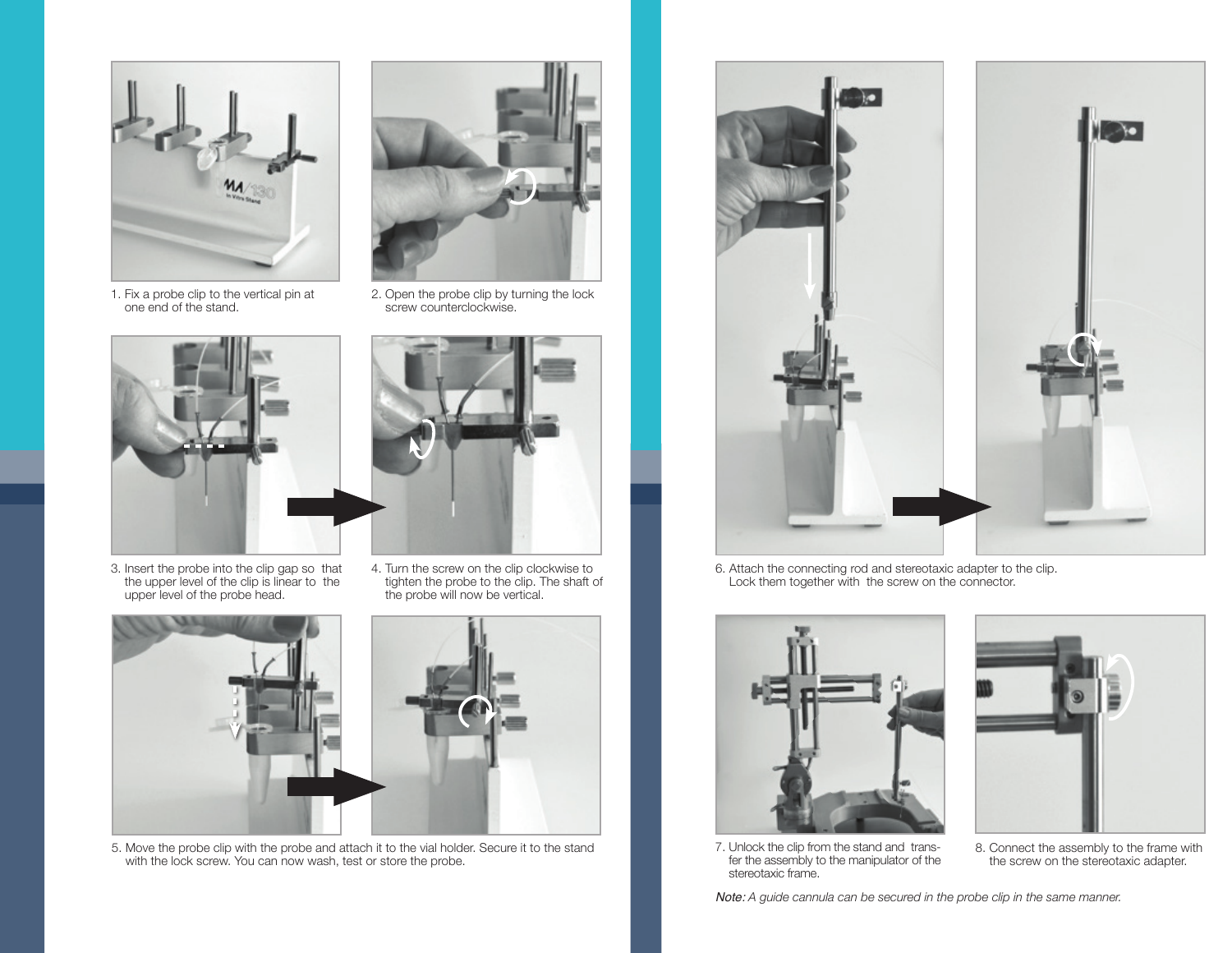1. Fix a probe clip to the vertical pin at one end of the stand.

2. Open the probe clip by turning the lock screw counterclockwise.

3. Insert the probe into the clip gap so that the upper level of the clip is linear to the upper level of the probe head.

4. Turn the screw on the clip clockwise to tighten the probe to the clip. The shaft of the probe will now be vertical.

5. Move the probe clip with the probe and attach it to the vial holder. Secure it to the stand with the lock screw. You can now wash, test or store the probe.

6. Attach the connecting rod and stereotaxic adapter to the clip. Lock them together with the screw on the connector.

7. Unlock the clip from the stand and transfer the assembly to the manipulator of the stereotaxic frame.

8. Connect the assembly to the frame with the screw on the stereotaxic adapter.

*Note: A guide cannula can be secured in the probe clip in the same manner.*